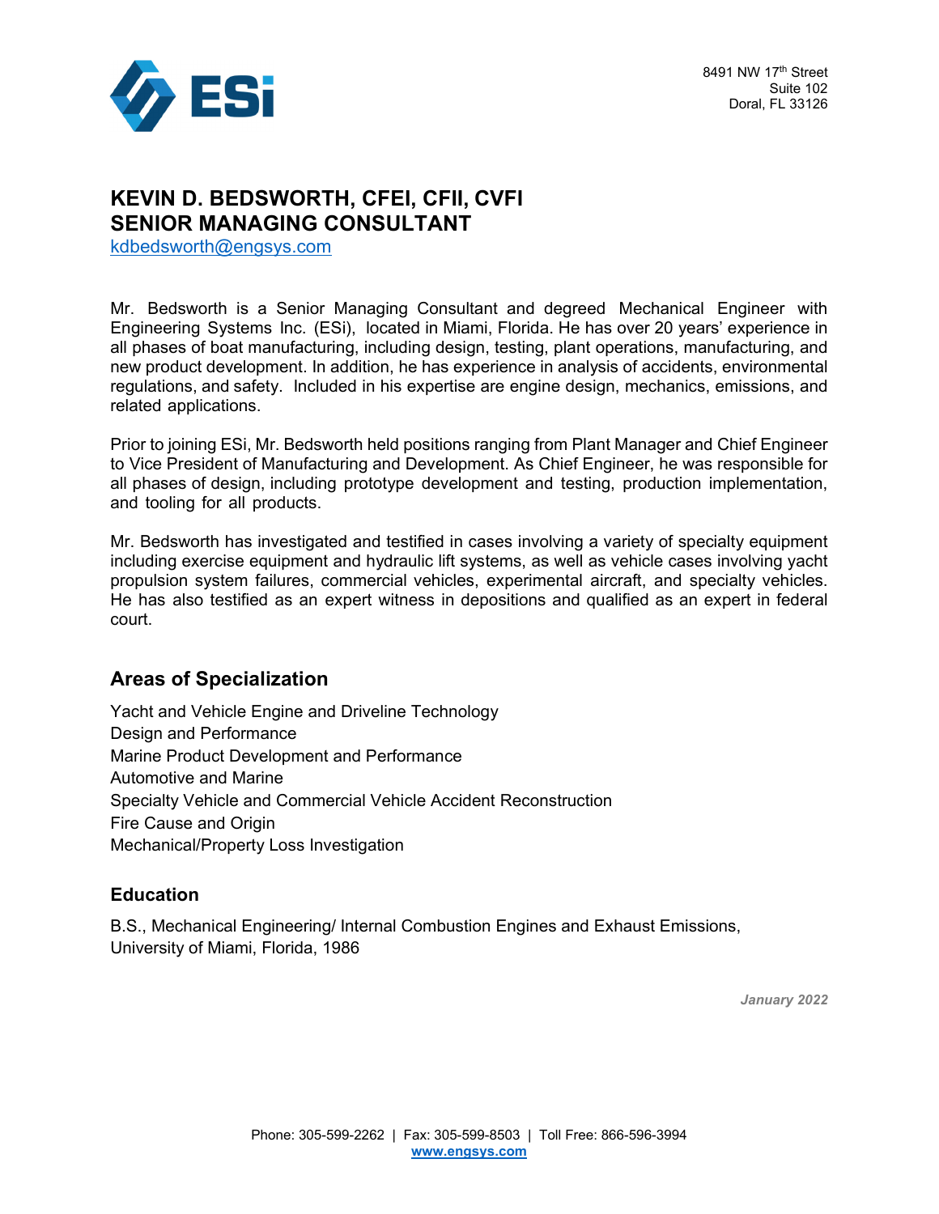ESi

8491 NW 17th Street
Suite 102
Doral, FL 33126

# KEVIN D. BEDSWORTH, CFEI, CFII, CVFI
# SENIOR MANAGING CONSULTANT

kdbedsworth@engsys.com

Mr. Bedsworth is a Senior Managing Consultant and degreed Mechanical Engineer with Engineering Systems Inc. (ESi), located in Miami, Florida. He has over 20 years' experience in all phases of boat manufacturing, including design, testing, plant operations, manufacturing, and new product development. In addition, he has experience in analysis of accidents, environmental regulations, and safety. Included in his expertise are engine design, mechanics, emissions, and related applications.

Prior to joining ESi, Mr. Bedsworth held positions ranging from Plant Manager and Chief Engineer to Vice President of Manufacturing and Development. As Chief Engineer, he was responsible for all phases of design, including prototype development and testing, production implementation, and tooling for all products.

Mr. Bedsworth has investigated and testified in cases involving a variety of specialty equipment including exercise equipment and hydraulic lift systems, as well as vehicle cases involving yacht propulsion system failures, commercial vehicles, experimental aircraft, and specialty vehicles. He has also testified as an expert witness in depositions and qualified as an expert in federal court.

## Areas of Specialization

Yacht and Vehicle Engine and Driveline Technology
Design and Performance
Marine Product Development and Performance
Automotive and Marine
Specialty Vehicle and Commercial Vehicle Accident Reconstruction
Fire Cause and Origin
Mechanical/Property Loss Investigation

## Education

B.S., Mechanical Engineering/ Internal Combustion Engines and Exhaust Emissions, University of Miami, Florida, 1986

*January 2022*

Phone: 305-599-2262 | Fax: 305-599-8503 | Toll Free: 866-596-3994
www.engsys.com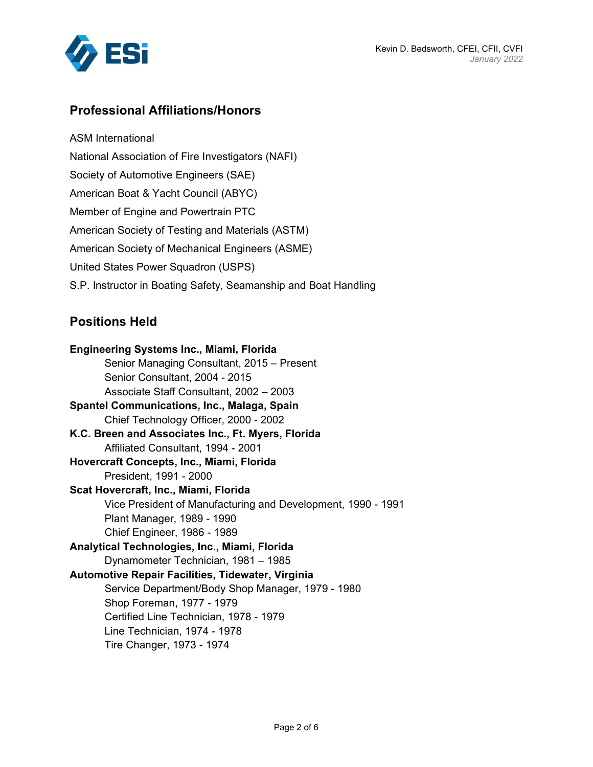## Professional Affiliations/Honors

ASM International

National Association of Fire Investigators (NAFI)

Society of Automotive Engineers (SAE)

American Boat & Yacht Council (ABYC)

Member of Engine and Powertrain PTC

American Society of Testing and Materials (ASTM)

American Society of Mechanical Engineers (ASME)

United States Power Squadron (USPS)

S.P. Instructor in Boating Safety, Seamanship and Boat Handling

## Positions Held

**Engineering Systems Inc., Miami, Florida**
- Senior Managing Consultant, 2015 – Present
- Senior Consultant, 2004 - 2015
- Associate Staff Consultant, 2002 – 2003

**Spantel Communications, Inc., Malaga, Spain**
- Chief Technology Officer, 2000 - 2002

**K.C. Breen and Associates Inc., Ft. Myers, Florida**
- Affiliated Consultant, 1994 - 2001

**Hovercraft Concepts, Inc., Miami, Florida**
- President, 1991 - 2000

**Scat Hovercraft, Inc., Miami, Florida**
- Vice President of Manufacturing and Development, 1990 - 1991
- Plant Manager, 1989 - 1990
- Chief Engineer, 1986 - 1989

**Analytical Technologies, Inc., Miami, Florida**
- Dynamometer Technician, 1981 – 1985

**Automotive Repair Facilities, Tidewater, Virginia**
- Service Department/Body Shop Manager, 1979 - 1980
- Shop Foreman, 1977 - 1979
- Certified Line Technician, 1978 - 1979
- Line Technician, 1974 - 1978
- Tire Changer, 1973 - 1974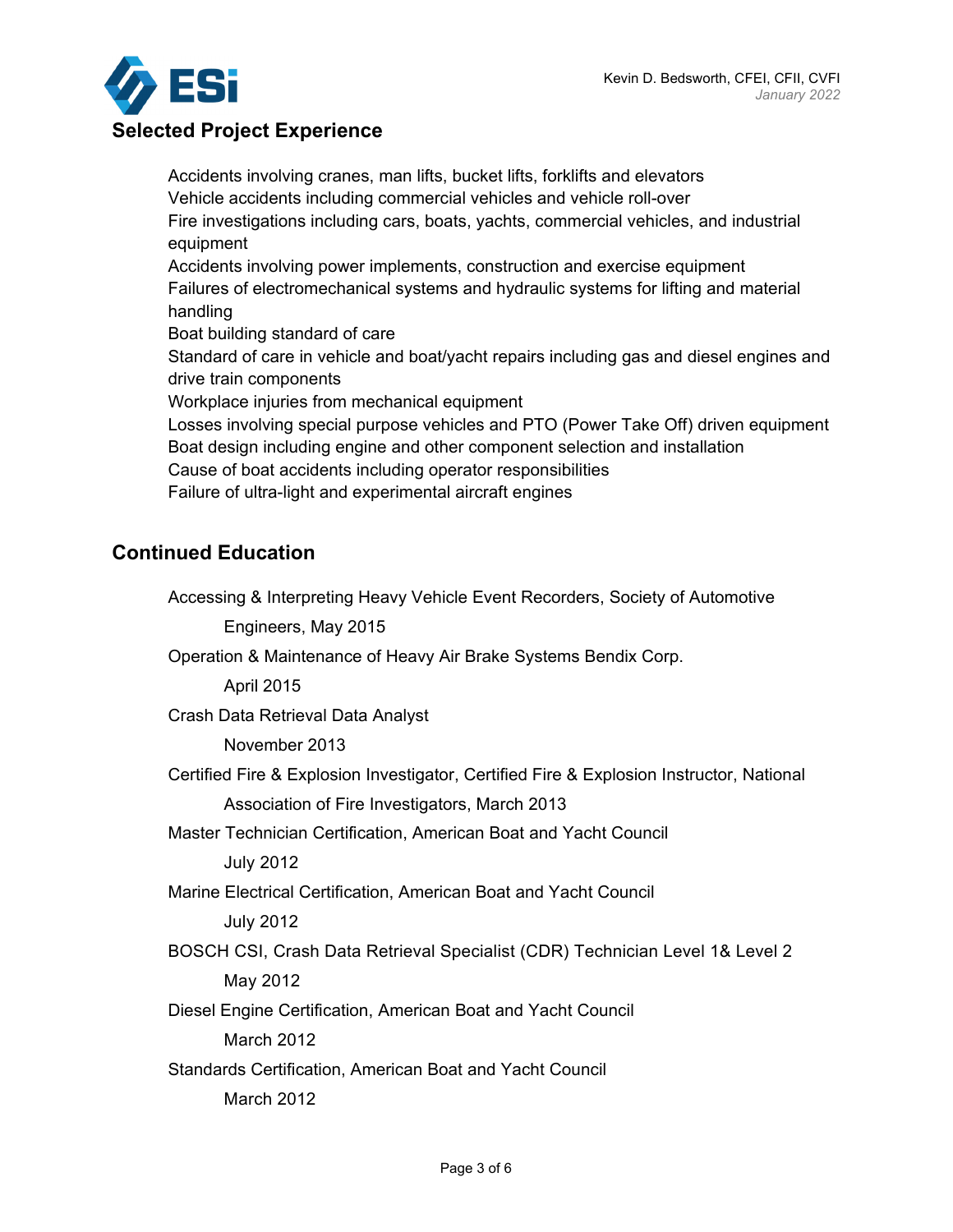## Selected Project Experience

Accidents involving cranes, man lifts, bucket lifts, forklifts and elevators
Vehicle accidents including commercial vehicles and vehicle roll-over
Fire investigations including cars, boats, yachts, commercial vehicles, and industrial equipment
Accidents involving power implements, construction and exercise equipment
Failures of electromechanical systems and hydraulic systems for lifting and material handling
Boat building standard of care
Standard of care in vehicle and boat/yacht repairs including gas and diesel engines and drive train components
Workplace injuries from mechanical equipment
Losses involving special purpose vehicles and PTO (Power Take Off) driven equipment
Boat design including engine and other component selection and installation
Cause of boat accidents including operator responsibilities
Failure of ultra-light and experimental aircraft engines

## Continued Education

Accessing & Interpreting Heavy Vehicle Event Recorders, Society of Automotive Engineers, May 2015

Operation & Maintenance of Heavy Air Brake Systems Bendix Corp. April 2015

Crash Data Retrieval Data Analyst November 2013

Certified Fire & Explosion Investigator, Certified Fire & Explosion Instructor, National Association of Fire Investigators, March 2013

Master Technician Certification, American Boat and Yacht Council July 2012

Marine Electrical Certification, American Boat and Yacht Council July 2012

BOSCH CSI, Crash Data Retrieval Specialist (CDR) Technician Level 1& Level 2 May 2012

Diesel Engine Certification, American Boat and Yacht Council March 2012

Standards Certification, American Boat and Yacht Council March 2012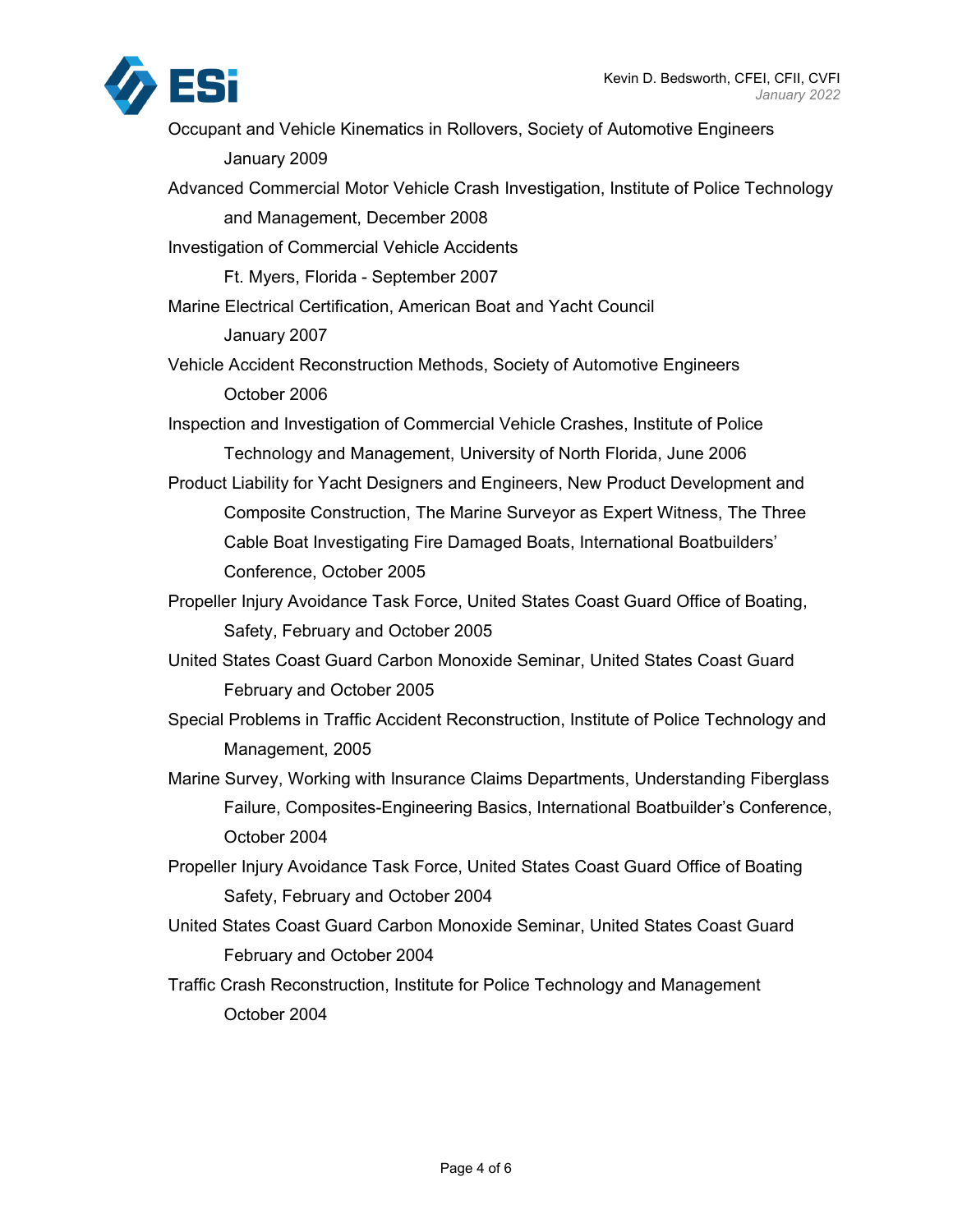Occupant and Vehicle Kinematics in Rollovers, Society of Automotive Engineers
January 2009

Advanced Commercial Motor Vehicle Crash Investigation, Institute of Police Technology and Management, December 2008

Investigation of Commercial Vehicle Accidents
Ft. Myers, Florida - September 2007

Marine Electrical Certification, American Boat and Yacht Council
January 2007

Vehicle Accident Reconstruction Methods, Society of Automotive Engineers
October 2006

Inspection and Investigation of Commercial Vehicle Crashes, Institute of Police Technology and Management, University of North Florida, June 2006

Product Liability for Yacht Designers and Engineers, New Product Development and Composite Construction, The Marine Surveyor as Expert Witness, The Three Cable Boat Investigating Fire Damaged Boats, International Boatbuilders' Conference, October 2005

Propeller Injury Avoidance Task Force, United States Coast Guard Office of Boating, Safety, February and October 2005

United States Coast Guard Carbon Monoxide Seminar, United States Coast Guard
February and October 2005

Special Problems in Traffic Accident Reconstruction, Institute of Police Technology and Management, 2005

Marine Survey, Working with Insurance Claims Departments, Understanding Fiberglass Failure, Composites-Engineering Basics, International Boatbuilder's Conference, October 2004

Propeller Injury Avoidance Task Force, United States Coast Guard Office of Boating Safety, February and October 2004

United States Coast Guard Carbon Monoxide Seminar, United States Coast Guard
February and October 2004

Traffic Crash Reconstruction, Institute for Police Technology and Management
October 2004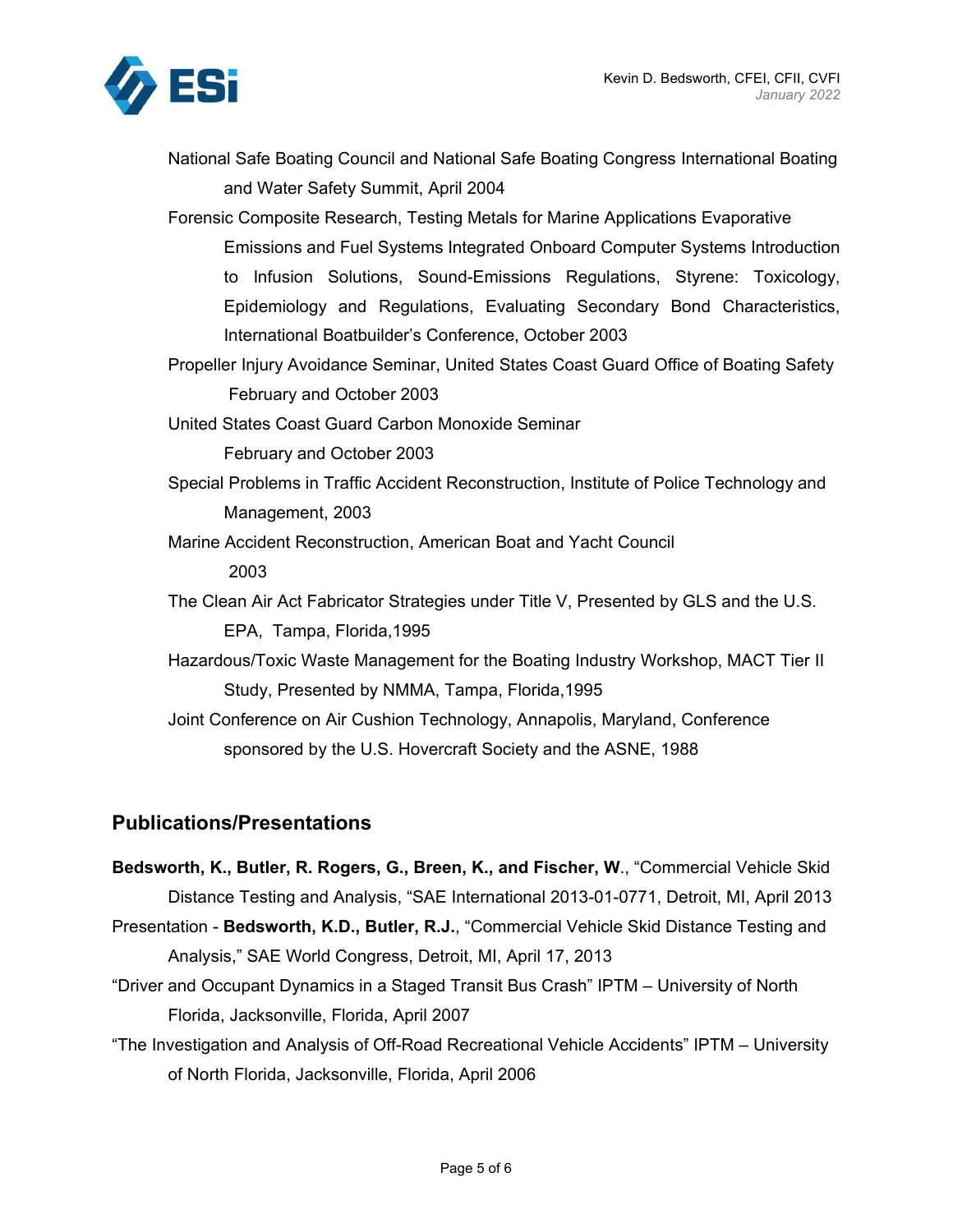National Safe Boating Council and National Safe Boating Congress International Boating and Water Safety Summit, April 2004

Forensic Composite Research, Testing Metals for Marine Applications Evaporative Emissions and Fuel Systems Integrated Onboard Computer Systems Introduction to Infusion Solutions, Sound-Emissions Regulations, Styrene: Toxicology, Epidemiology and Regulations, Evaluating Secondary Bond Characteristics, International Boatbuilder's Conference, October 2003

Propeller Injury Avoidance Seminar, United States Coast Guard Office of Boating Safety February and October 2003

United States Coast Guard Carbon Monoxide Seminar February and October 2003

Special Problems in Traffic Accident Reconstruction, Institute of Police Technology and Management, 2003

Marine Accident Reconstruction, American Boat and Yacht Council 2003

The Clean Air Act Fabricator Strategies under Title V, Presented by GLS and the U.S. EPA, Tampa, Florida,1995

Hazardous/Toxic Waste Management for the Boating Industry Workshop, MACT Tier II Study, Presented by NMMA, Tampa, Florida,1995

Joint Conference on Air Cushion Technology, Annapolis, Maryland, Conference sponsored by the U.S. Hovercraft Society and the ASNE, 1988

## Publications/Presentations

**Bedsworth, K., Butler, R. Rogers, G., Breen, K., and Fischer, W**., "Commercial Vehicle Skid Distance Testing and Analysis, "SAE International 2013-01-0771, Detroit, MI, April 2013

Presentation - **Bedsworth, K.D., Butler, R.J.**, "Commercial Vehicle Skid Distance Testing and Analysis," SAE World Congress, Detroit, MI, April 17, 2013

"Driver and Occupant Dynamics in a Staged Transit Bus Crash" IPTM – University of North Florida, Jacksonville, Florida, April 2007

"The Investigation and Analysis of Off-Road Recreational Vehicle Accidents" IPTM – University of North Florida, Jacksonville, Florida, April 2006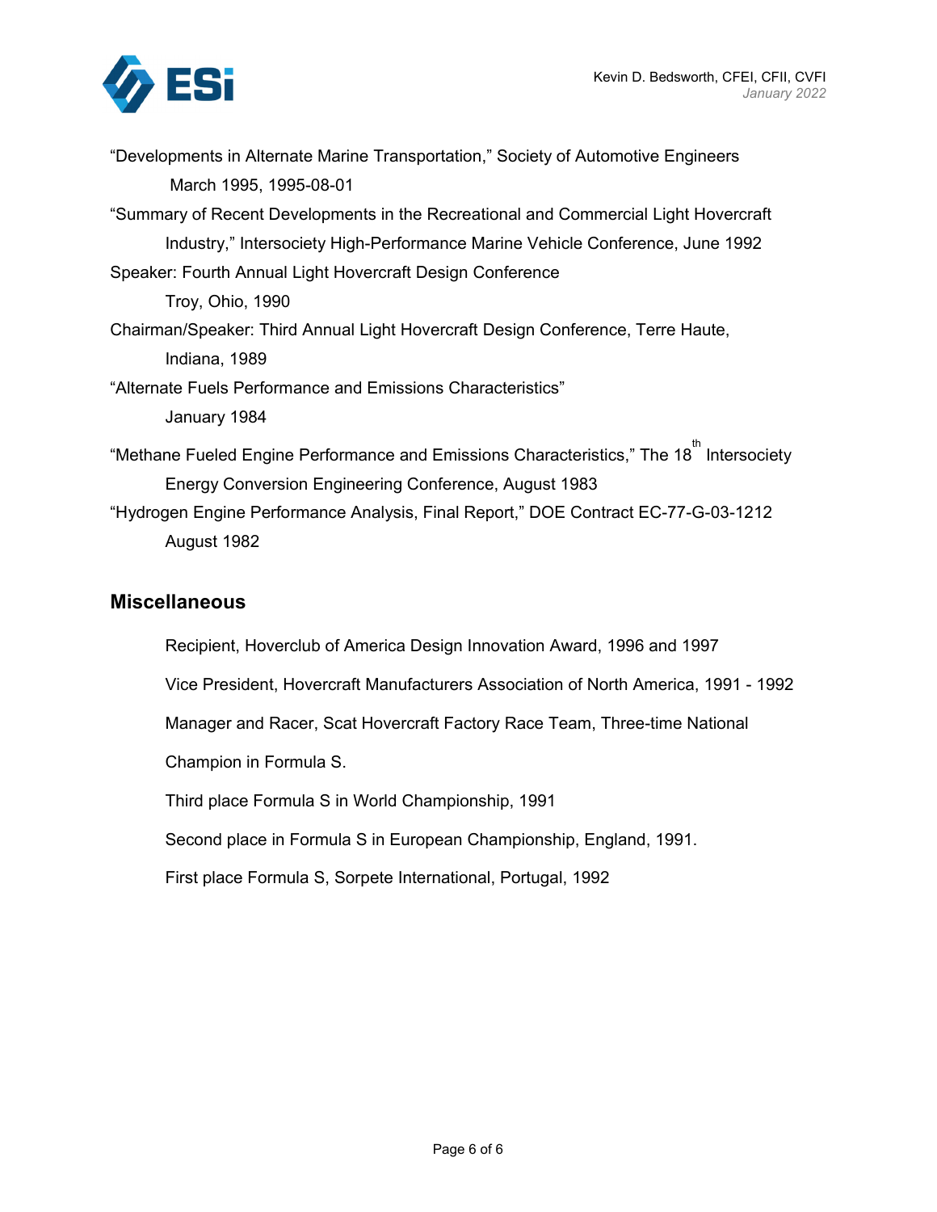"Developments in Alternate Marine Transportation," Society of Automotive Engineers
March 1995, 1995-08-01

"Summary of Recent Developments in the Recreational and Commercial Light Hovercraft Industry," Intersociety High-Performance Marine Vehicle Conference, June 1992

Speaker: Fourth Annual Light Hovercraft Design Conference
Troy, Ohio, 1990

Chairman/Speaker: Third Annual Light Hovercraft Design Conference, Terre Haute, Indiana, 1989

"Alternate Fuels Performance and Emissions Characteristics"
January 1984

"Methane Fueled Engine Performance and Emissions Characteristics," The 18th Intersociety Energy Conversion Engineering Conference, August 1983

"Hydrogen Engine Performance Analysis, Final Report," DOE Contract EC-77-G-03-1212
August 1982

## Miscellaneous

Recipient, Hoverclub of America Design Innovation Award, 1996 and 1997

Vice President, Hovercraft Manufacturers Association of North America, 1991 - 1992

Manager and Racer, Scat Hovercraft Factory Race Team, Three-time National Champion in Formula S.

Third place Formula S in World Championship, 1991

Second place in Formula S in European Championship, England, 1991.

First place Formula S, Sorpete International, Portugal, 1992